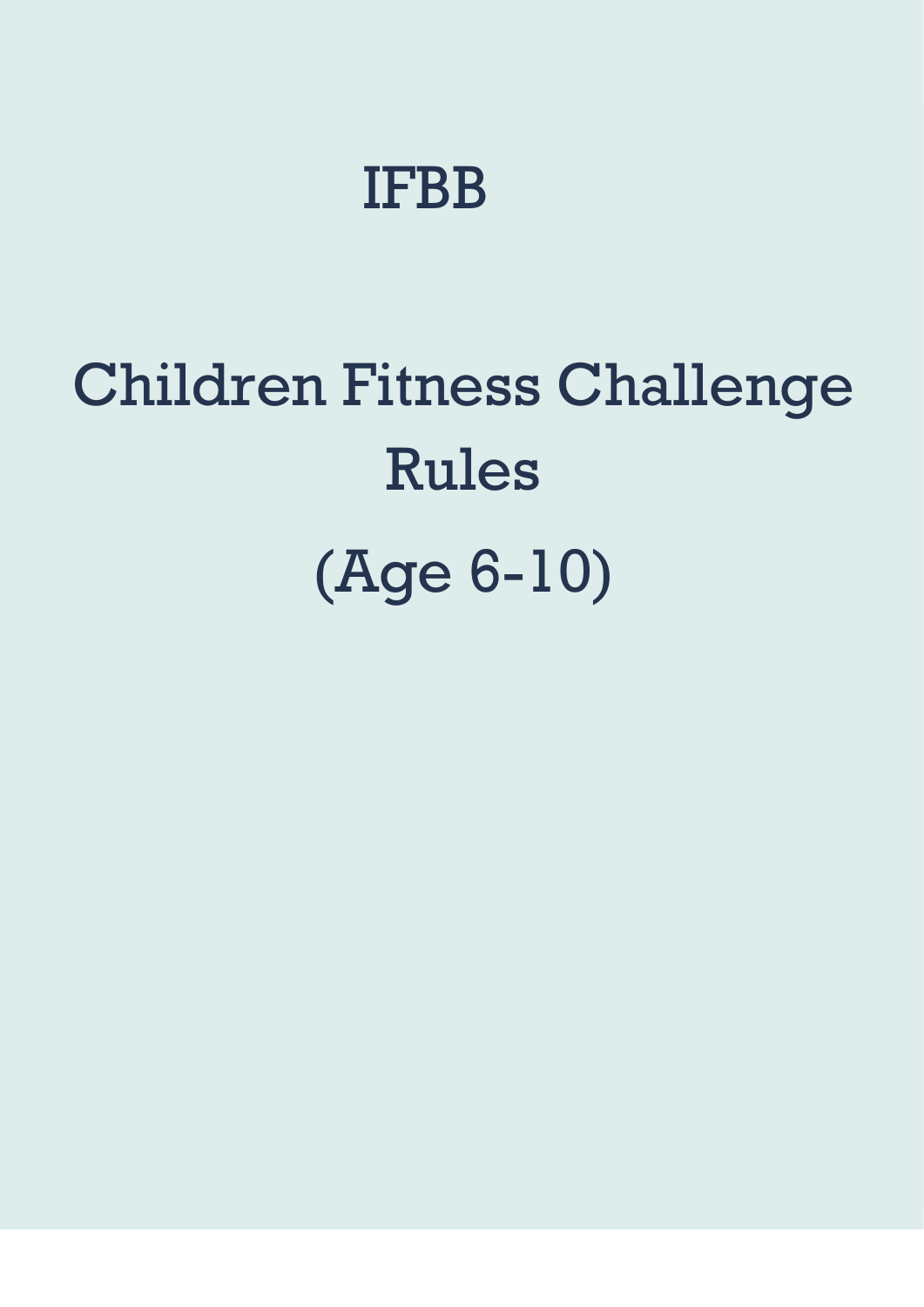# IFBB

# Children Fitness Challenge Rules

# (Age 6-10)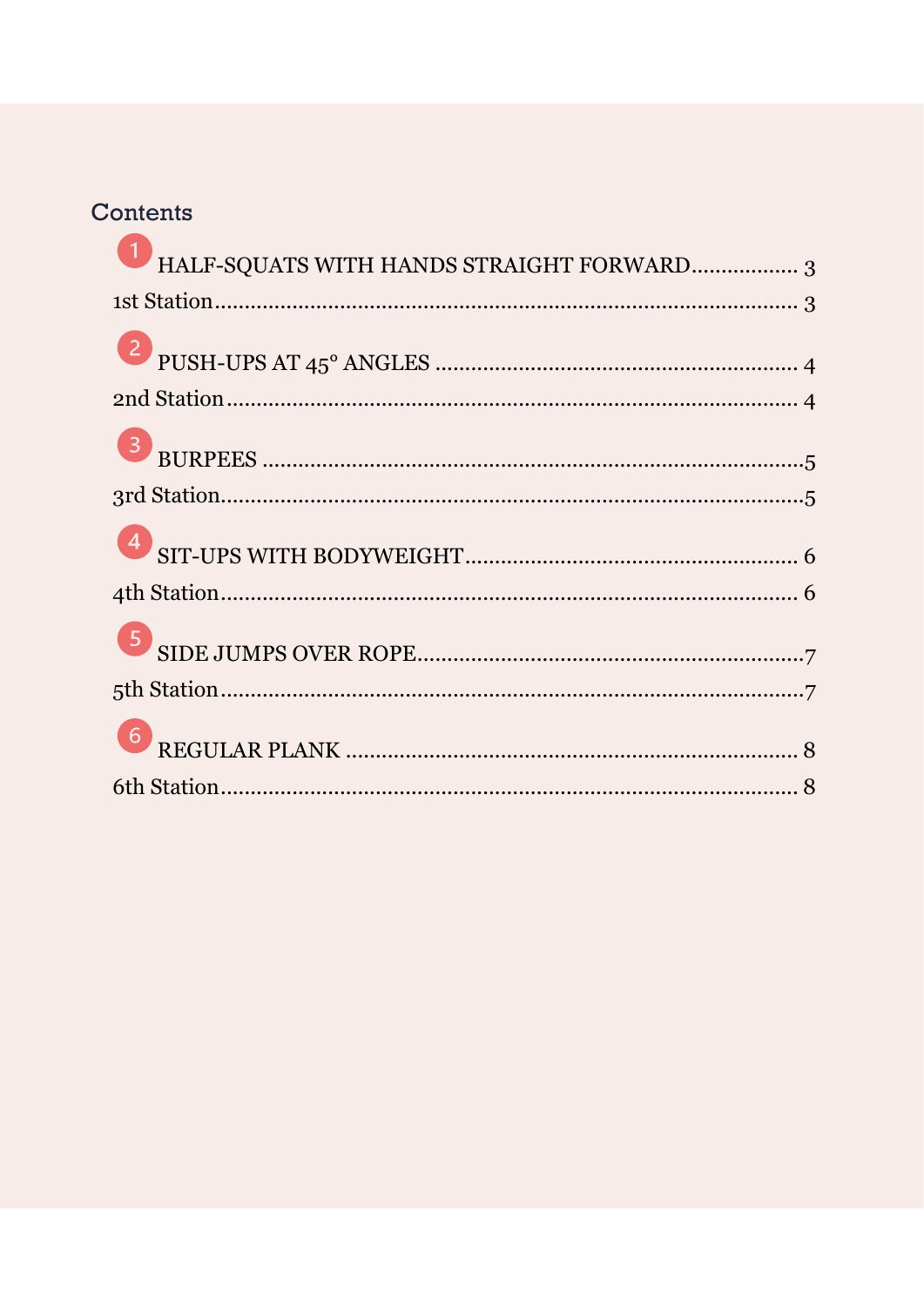## Contents

1 HALF-SQUATS WITH HANDS STRAIGHT FORWARD .................. 3

1st Station .................................................................................. 3

2 PUSH-UPS AT 45° ANGLES .................................................. 4

2nd Station .................................................................................. 4

3 BURPEES ........................................................................... 5

3rd Station .................................................................................. 5

4 SIT-UPS WITH BODYWEIGHT ........................................... 6

4th Station .................................................................................. 6

5 SIDE JUMPS OVER ROPE ................................................... 7

5th Station .................................................................................. 7

6 REGULAR PLANK .............................................................. 8

6th Station .................................................................................. 8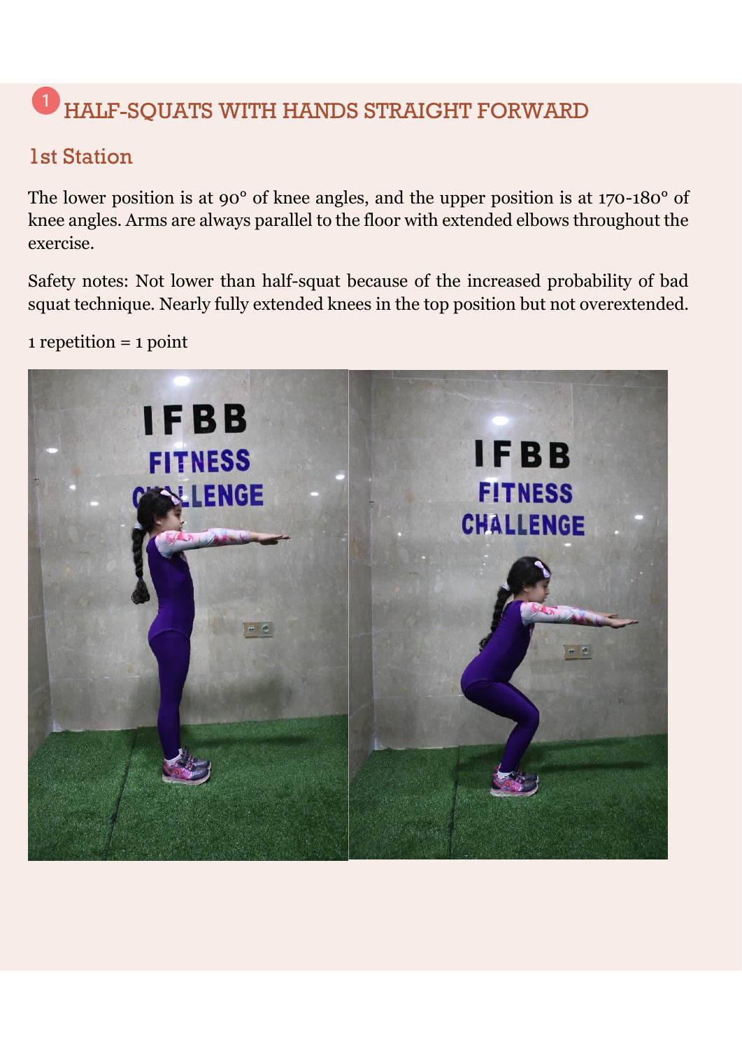# 1 HALF-SQUATS WITH HANDS STRAIGHT FORWARD

## 1st Station

The lower position is at 90° of knee angles, and the upper position is at 170-180° of knee angles. Arms are always parallel to the floor with extended elbows throughout the exercise.

Safety notes: Not lower than half-squat because of the increased probability of bad squat technique. Nearly fully extended knees in the top position but not overextended.

1 repetition = 1 point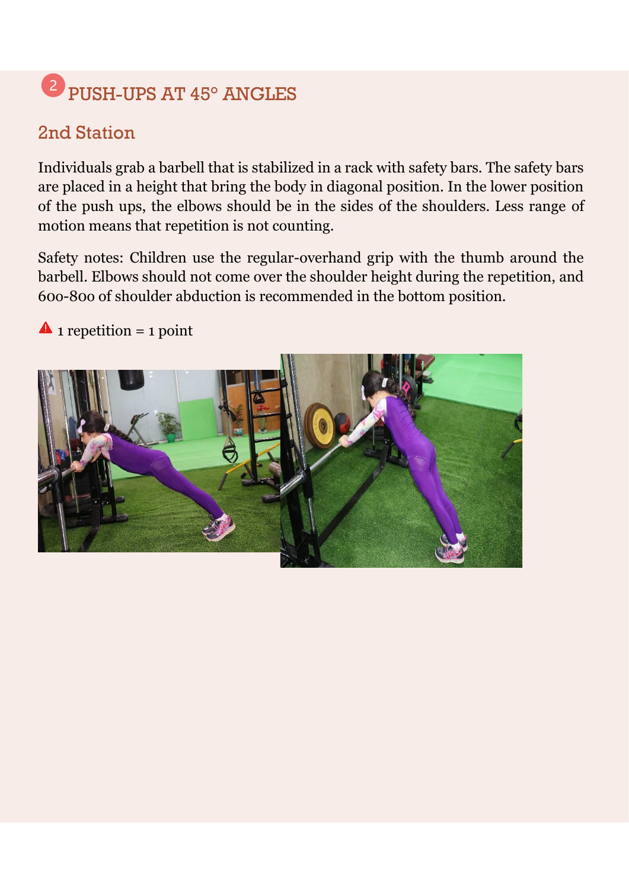## 2 PUSH-UPS AT 45° ANGLES

### 2nd Station

Individuals grab a barbell that is stabilized in a rack with safety bars. The safety bars are placed in a height that bring the body in diagonal position. In the lower position of the push ups, the elbows should be in the sides of the shoulders. Less range of motion means that repetition is not counting.

Safety notes: Children use the regular-overhand grip with the thumb around the barbell. Elbows should not come over the shoulder height during the repetition, and 600-800 of shoulder abduction is recommended in the bottom position.

⚠ 1 repetition = 1 point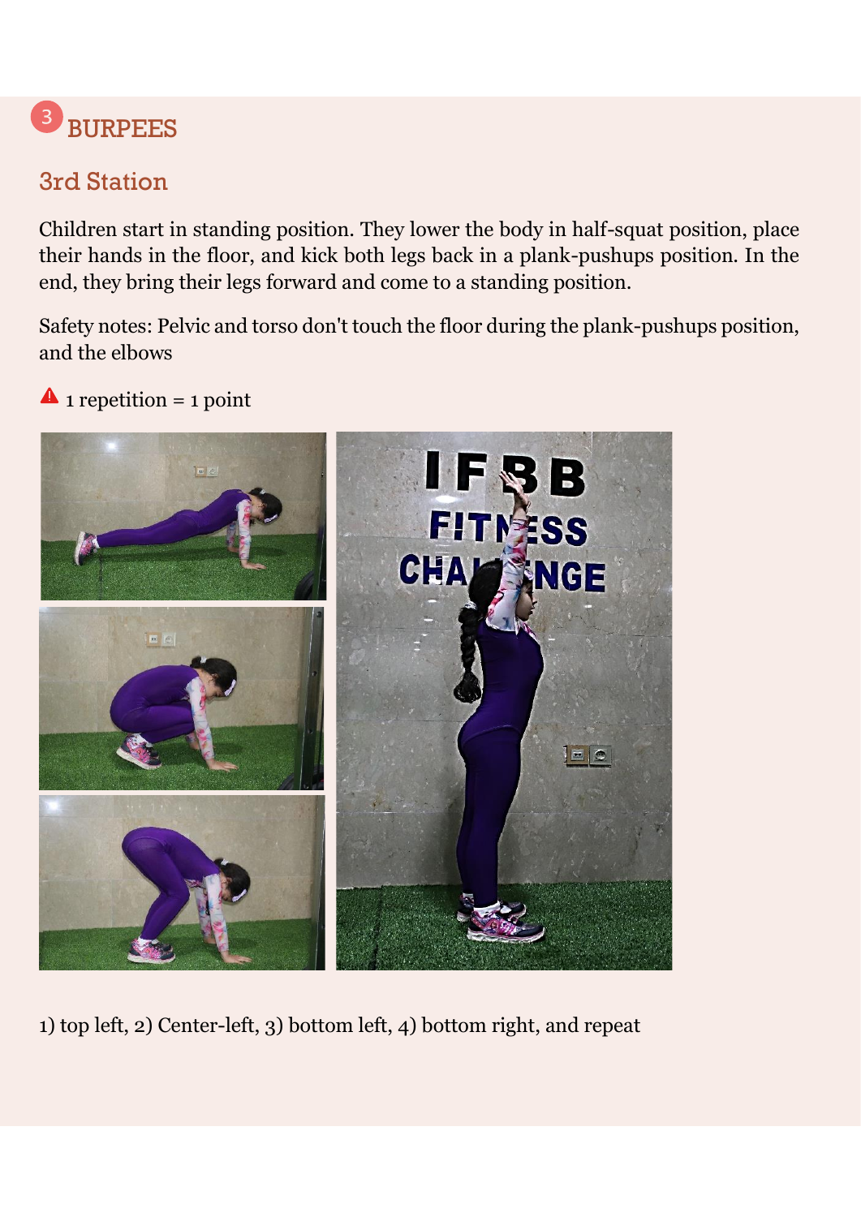## 3 BURPEES

### 3rd Station

Children start in standing position. They lower the body in half-squat position, place their hands in the floor, and kick both legs back in a plank-pushups position. In the end, they bring their legs forward and come to a standing position.

Safety notes: Pelvic and torso don't touch the floor during the plank-pushups position, and the elbows

⚠ 1 repetition = 1 point

1) top left, 2) Center-left, 3) bottom left, 4) bottom right, and repeat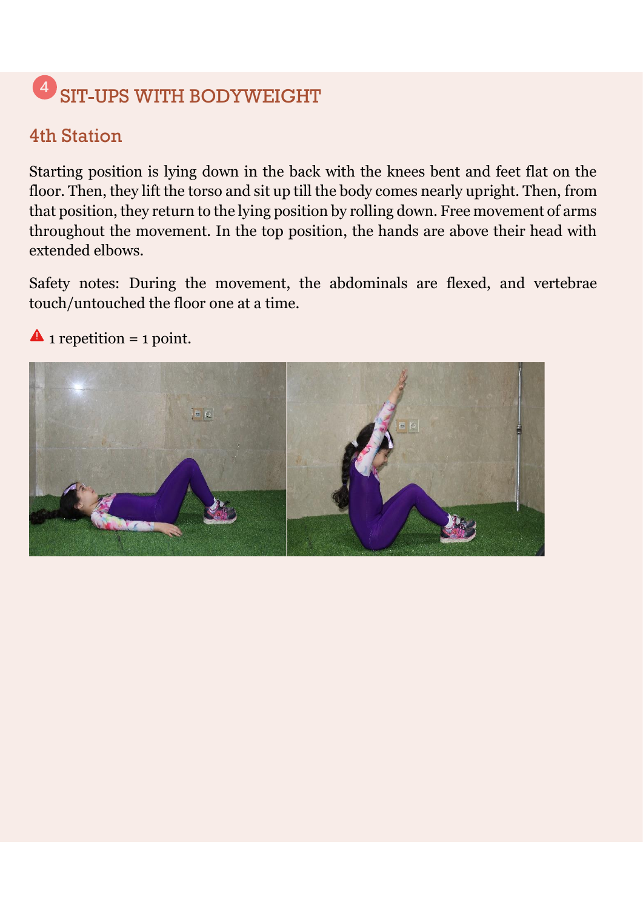## 4 SIT-UPS WITH BODYWEIGHT

### 4th Station

Starting position is lying down in the back with the knees bent and feet flat on the floor. Then, they lift the torso and sit up till the body comes nearly upright. Then, from that position, they return to the lying position by rolling down. Free movement of arms throughout the movement. In the top position, the hands are above their head with extended elbows.

Safety notes: During the movement, the abdominals are flexed, and vertebrae touch/untouched the floor one at a time.

⚠ 1 repetition = 1 point.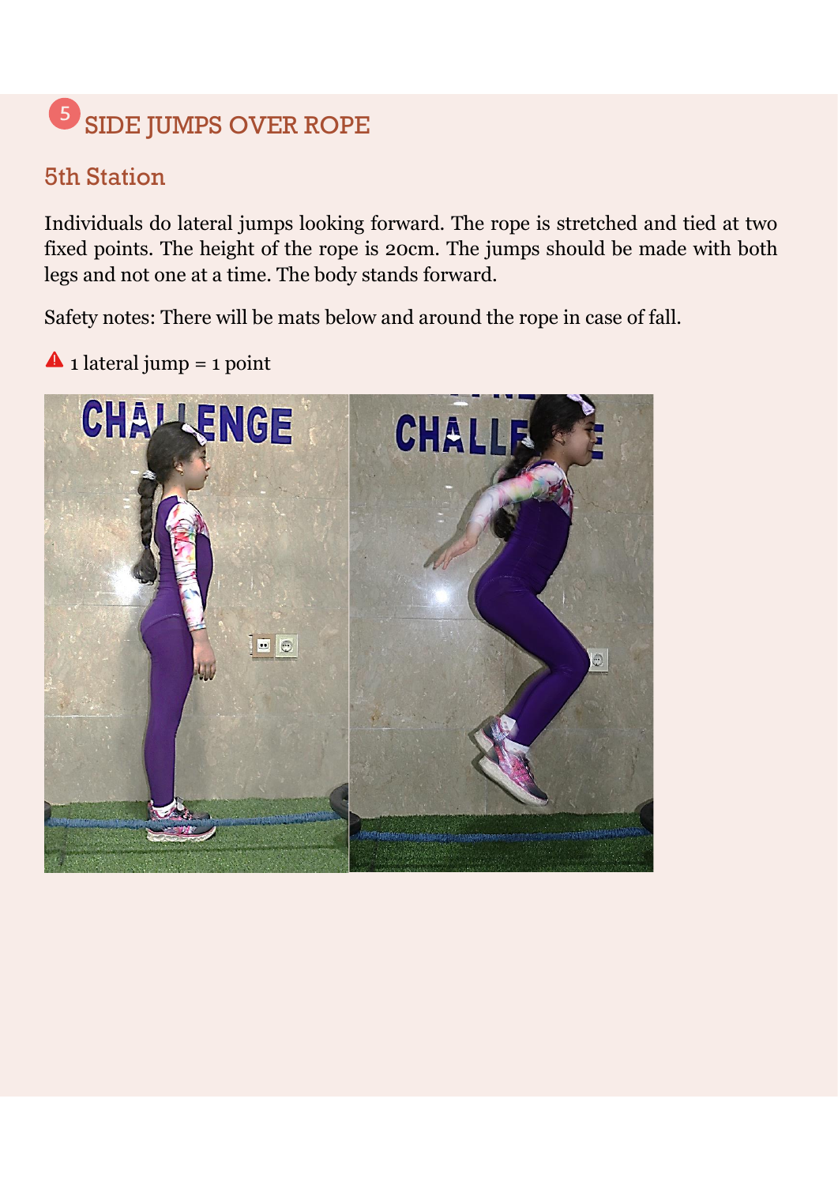# 5 SIDE JUMPS OVER ROPE

## 5th Station

Individuals do lateral jumps looking forward. The rope is stretched and tied at two fixed points. The height of the rope is 20cm. The jumps should be made with both legs and not one at a time. The body stands forward.

Safety notes: There will be mats below and around the rope in case of fall.

⚠ 1 lateral jump = 1 point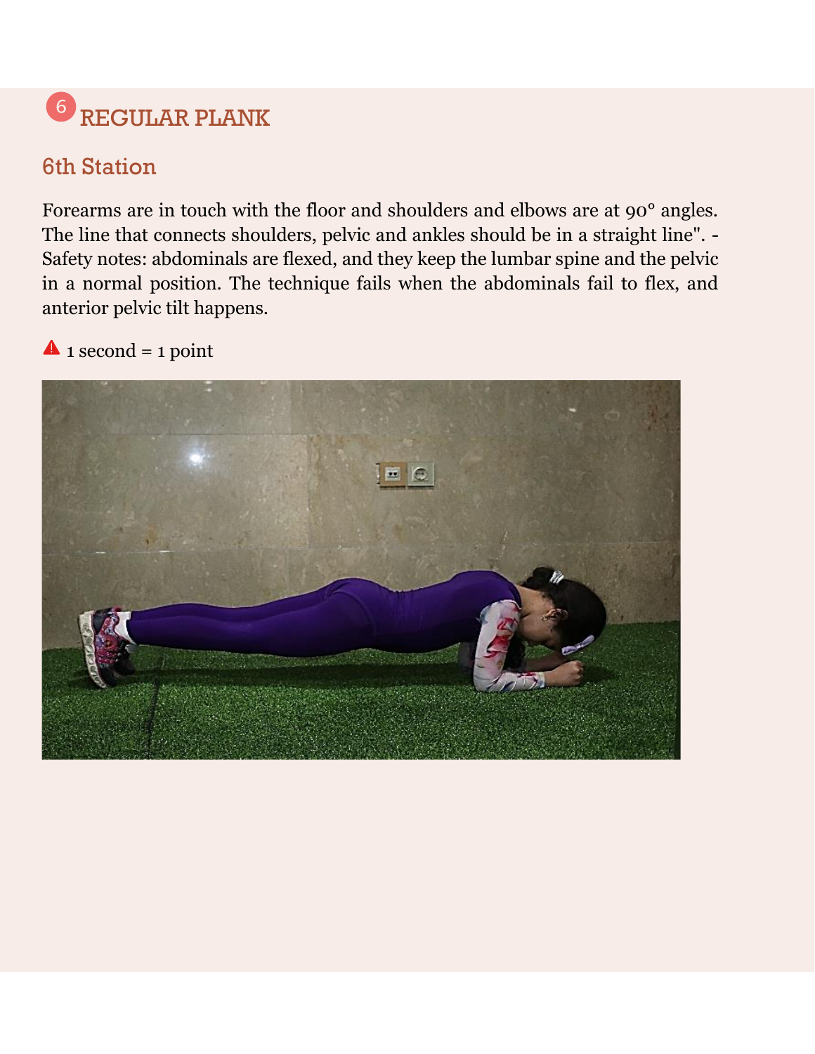# 6 REGULAR PLANK

## 6th Station

Forearms are in touch with the floor and shoulders and elbows are at 90° angles. The line that connects shoulders, pelvic and ankles should be in a straight line". - Safety notes: abdominals are flexed, and they keep the lumbar spine and the pelvic in a normal position. The technique fails when the abdominals fail to flex, and anterior pelvic tilt happens.

⚠ 1 second = 1 point